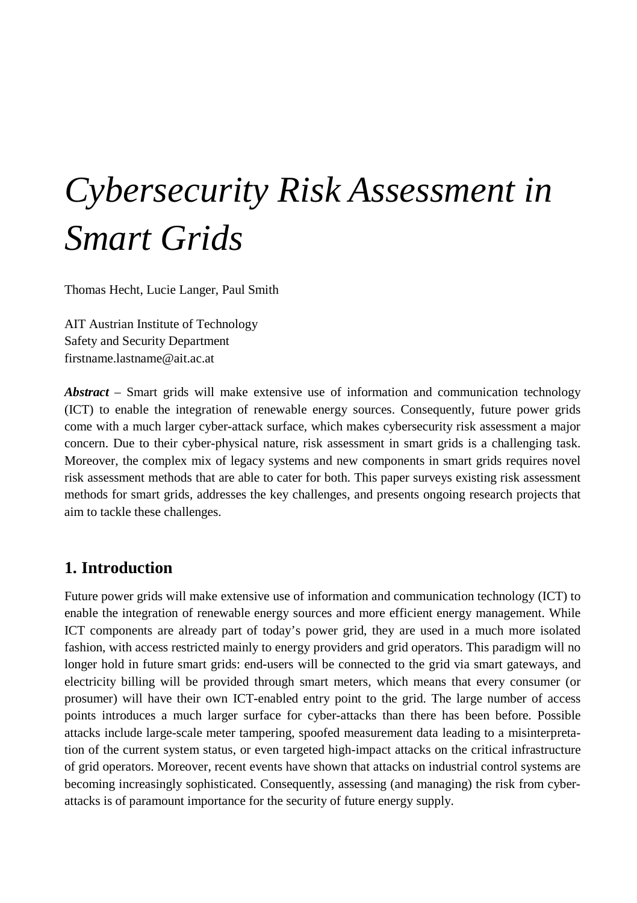# *Cybersecurity Risk Assessment in Smart Grids*

Thomas Hecht, Lucie Langer, Paul Smith

AIT Austrian Institute of Technology
Safety and Security Department
firstname.lastname@ait.ac.at

***Abstract*** – Smart grids will make extensive use of information and communication technology (ICT) to enable the integration of renewable energy sources. Consequently, future power grids come with a much larger cyber-attack surface, which makes cybersecurity risk assessment a major concern. Due to their cyber-physical nature, risk assessment in smart grids is a challenging task. Moreover, the complex mix of legacy systems and new components in smart grids requires novel risk assessment methods that are able to cater for both. This paper surveys existing risk assessment methods for smart grids, addresses the key challenges, and presents ongoing research projects that aim to tackle these challenges.

## 1. Introduction

Future power grids will make extensive use of information and communication technology (ICT) to enable the integration of renewable energy sources and more efficient energy management. While ICT components are already part of today's power grid, they are used in a much more isolated fashion, with access restricted mainly to energy providers and grid operators. This paradigm will no longer hold in future smart grids: end-users will be connected to the grid via smart gateways, and electricity billing will be provided through smart meters, which means that every consumer (or prosumer) will have their own ICT-enabled entry point to the grid. The large number of access points introduces a much larger surface for cyber-attacks than there has been before. Possible attacks include large-scale meter tampering, spoofed measurement data leading to a misinterpretation of the current system status, or even targeted high-impact attacks on the critical infrastructure of grid operators. Moreover, recent events have shown that attacks on industrial control systems are becoming increasingly sophisticated. Consequently, assessing (and managing) the risk from cyber-attacks is of paramount importance for the security of future energy supply.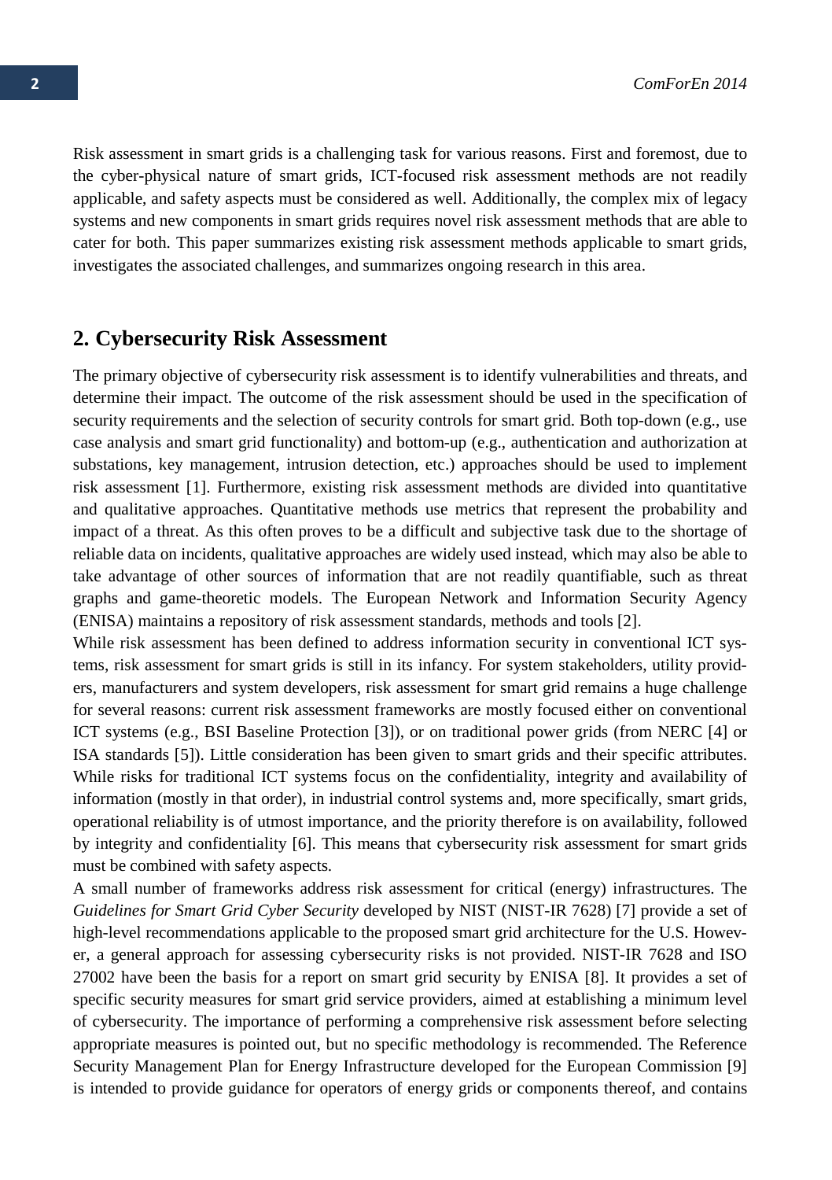Risk assessment in smart grids is a challenging task for various reasons. First and foremost, due to the cyber-physical nature of smart grids, ICT-focused risk assessment methods are not readily applicable, and safety aspects must be considered as well. Additionally, the complex mix of legacy systems and new components in smart grids requires novel risk assessment methods that are able to cater for both. This paper summarizes existing risk assessment methods applicable to smart grids, investigates the associated challenges, and summarizes ongoing research in this area.

## 2. Cybersecurity Risk Assessment

The primary objective of cybersecurity risk assessment is to identify vulnerabilities and threats, and determine their impact. The outcome of the risk assessment should be used in the specification of security requirements and the selection of security controls for smart grid. Both top-down (e.g., use case analysis and smart grid functionality) and bottom-up (e.g., authentication and authorization at substations, key management, intrusion detection, etc.) approaches should be used to implement risk assessment [1]. Furthermore, existing risk assessment methods are divided into quantitative and qualitative approaches. Quantitative methods use metrics that represent the probability and impact of a threat. As this often proves to be a difficult and subjective task due to the shortage of reliable data on incidents, qualitative approaches are widely used instead, which may also be able to take advantage of other sources of information that are not readily quantifiable, such as threat graphs and game-theoretic models. The European Network and Information Security Agency (ENISA) maintains a repository of risk assessment standards, methods and tools [2].

While risk assessment has been defined to address information security in conventional ICT systems, risk assessment for smart grids is still in its infancy. For system stakeholders, utility providers, manufacturers and system developers, risk assessment for smart grid remains a huge challenge for several reasons: current risk assessment frameworks are mostly focused either on conventional ICT systems (e.g., BSI Baseline Protection [3]), or on traditional power grids (from NERC [4] or ISA standards [5]). Little consideration has been given to smart grids and their specific attributes. While risks for traditional ICT systems focus on the confidentiality, integrity and availability of information (mostly in that order), in industrial control systems and, more specifically, smart grids, operational reliability is of utmost importance, and the priority therefore is on availability, followed by integrity and confidentiality [6]. This means that cybersecurity risk assessment for smart grids must be combined with safety aspects.

A small number of frameworks address risk assessment for critical (energy) infrastructures. The *Guidelines for Smart Grid Cyber Security* developed by NIST (NIST-IR 7628) [7] provide a set of high-level recommendations applicable to the proposed smart grid architecture for the U.S. However, a general approach for assessing cybersecurity risks is not provided. NIST-IR 7628 and ISO 27002 have been the basis for a report on smart grid security by ENISA [8]. It provides a set of specific security measures for smart grid service providers, aimed at establishing a minimum level of cybersecurity. The importance of performing a comprehensive risk assessment before selecting appropriate measures is pointed out, but no specific methodology is recommended. The Reference Security Management Plan for Energy Infrastructure developed for the European Commission [9] is intended to provide guidance for operators of energy grids or components thereof, and contains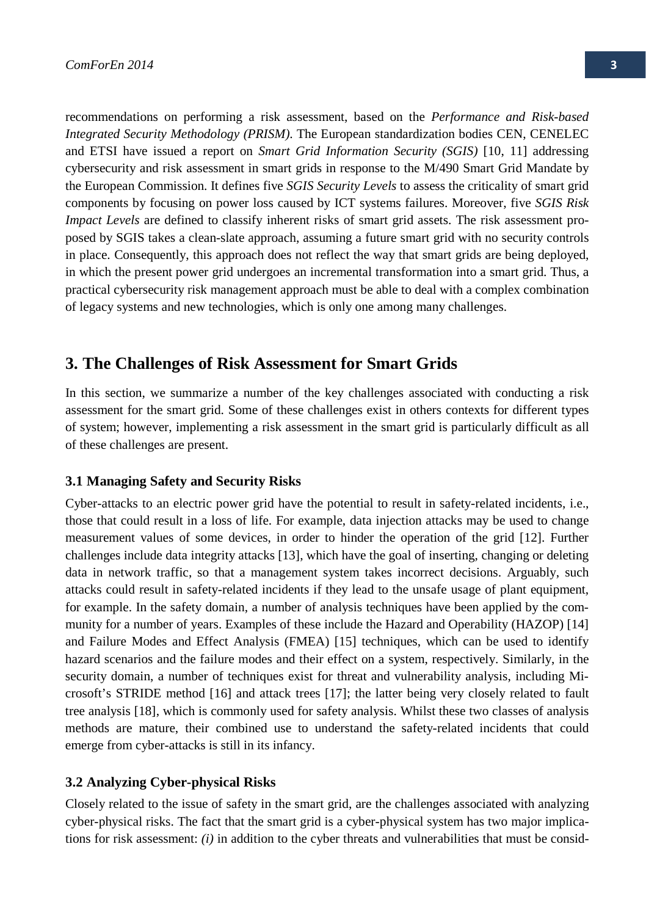recommendations on performing a risk assessment, based on the *Performance and Risk-based Integrated Security Methodology (PRISM)*. The European standardization bodies CEN, CENELEC and ETSI have issued a report on *Smart Grid Information Security (SGIS)* [10, 11] addressing cybersecurity and risk assessment in smart grids in response to the M/490 Smart Grid Mandate by the European Commission. It defines five *SGIS Security Levels* to assess the criticality of smart grid components by focusing on power loss caused by ICT systems failures. Moreover, five *SGIS Risk Impact Levels* are defined to classify inherent risks of smart grid assets. The risk assessment proposed by SGIS takes a clean-slate approach, assuming a future smart grid with no security controls in place. Consequently, this approach does not reflect the way that smart grids are being deployed, in which the present power grid undergoes an incremental transformation into a smart grid. Thus, a practical cybersecurity risk management approach must be able to deal with a complex combination of legacy systems and new technologies, which is only one among many challenges.

## 3. The Challenges of Risk Assessment for Smart Grids

In this section, we summarize a number of the key challenges associated with conducting a risk assessment for the smart grid. Some of these challenges exist in others contexts for different types of system; however, implementing a risk assessment in the smart grid is particularly difficult as all of these challenges are present.

### 3.1 Managing Safety and Security Risks

Cyber-attacks to an electric power grid have the potential to result in safety-related incidents, i.e., those that could result in a loss of life. For example, data injection attacks may be used to change measurement values of some devices, in order to hinder the operation of the grid [12]. Further challenges include data integrity attacks [13], which have the goal of inserting, changing or deleting data in network traffic, so that a management system takes incorrect decisions. Arguably, such attacks could result in safety-related incidents if they lead to the unsafe usage of plant equipment, for example. In the safety domain, a number of analysis techniques have been applied by the community for a number of years. Examples of these include the Hazard and Operability (HAZOP) [14] and Failure Modes and Effect Analysis (FMEA) [15] techniques, which can be used to identify hazard scenarios and the failure modes and their effect on a system, respectively. Similarly, in the security domain, a number of techniques exist for threat and vulnerability analysis, including Microsoft's STRIDE method [16] and attack trees [17]; the latter being very closely related to fault tree analysis [18], which is commonly used for safety analysis. Whilst these two classes of analysis methods are mature, their combined use to understand the safety-related incidents that could emerge from cyber-attacks is still in its infancy.

### 3.2 Analyzing Cyber-physical Risks

Closely related to the issue of safety in the smart grid, are the challenges associated with analyzing cyber-physical risks. The fact that the smart grid is a cyber-physical system has two major implications for risk assessment: *(i)* in addition to the cyber threats and vulnerabilities that must be consid-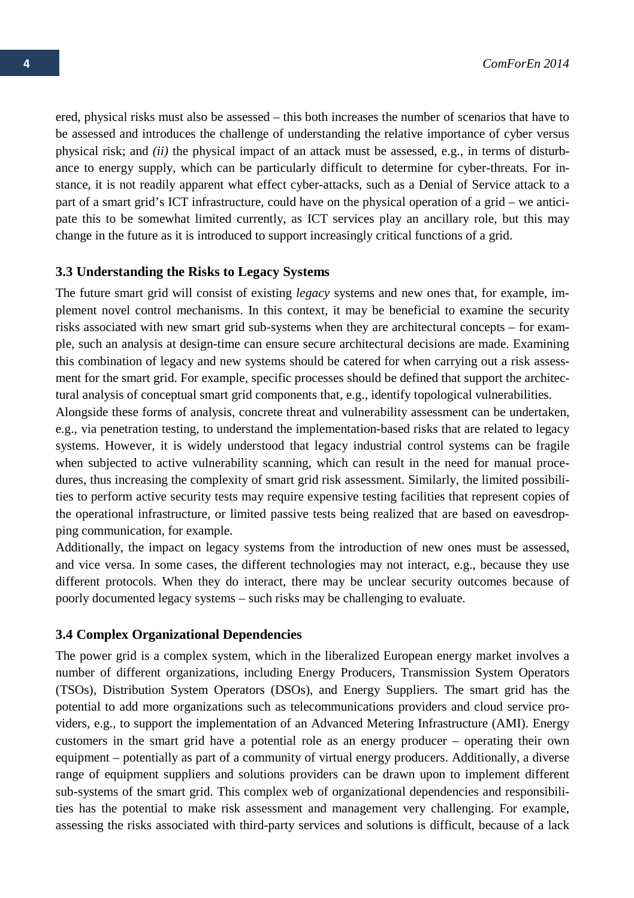ered, physical risks must also be assessed – this both increases the number of scenarios that have to be assessed and introduces the challenge of understanding the relative importance of cyber versus physical risk; and *(ii)* the physical impact of an attack must be assessed, e.g., in terms of disturbance to energy supply, which can be particularly difficult to determine for cyber-threats. For instance, it is not readily apparent what effect cyber-attacks, such as a Denial of Service attack to a part of a smart grid's ICT infrastructure, could have on the physical operation of a grid – we anticipate this to be somewhat limited currently, as ICT services play an ancillary role, but this may change in the future as it is introduced to support increasingly critical functions of a grid.

### 3.3 Understanding the Risks to Legacy Systems

The future smart grid will consist of existing *legacy* systems and new ones that, for example, implement novel control mechanisms. In this context, it may be beneficial to examine the security risks associated with new smart grid sub-systems when they are architectural concepts – for example, such an analysis at design-time can ensure secure architectural decisions are made. Examining this combination of legacy and new systems should be catered for when carrying out a risk assessment for the smart grid. For example, specific processes should be defined that support the architectural analysis of conceptual smart grid components that, e.g., identify topological vulnerabilities.

Alongside these forms of analysis, concrete threat and vulnerability assessment can be undertaken, e.g., via penetration testing, to understand the implementation-based risks that are related to legacy systems. However, it is widely understood that legacy industrial control systems can be fragile when subjected to active vulnerability scanning, which can result in the need for manual procedures, thus increasing the complexity of smart grid risk assessment. Similarly, the limited possibilities to perform active security tests may require expensive testing facilities that represent copies of the operational infrastructure, or limited passive tests being realized that are based on eavesdropping communication, for example.

Additionally, the impact on legacy systems from the introduction of new ones must be assessed, and vice versa. In some cases, the different technologies may not interact, e.g., because they use different protocols. When they do interact, there may be unclear security outcomes because of poorly documented legacy systems – such risks may be challenging to evaluate.

### 3.4 Complex Organizational Dependencies

The power grid is a complex system, which in the liberalized European energy market involves a number of different organizations, including Energy Producers, Transmission System Operators (TSOs), Distribution System Operators (DSOs), and Energy Suppliers. The smart grid has the potential to add more organizations such as telecommunications providers and cloud service providers, e.g., to support the implementation of an Advanced Metering Infrastructure (AMI). Energy customers in the smart grid have a potential role as an energy producer – operating their own equipment – potentially as part of a community of virtual energy producers. Additionally, a diverse range of equipment suppliers and solutions providers can be drawn upon to implement different sub-systems of the smart grid. This complex web of organizational dependencies and responsibilities has the potential to make risk assessment and management very challenging. For example, assessing the risks associated with third-party services and solutions is difficult, because of a lack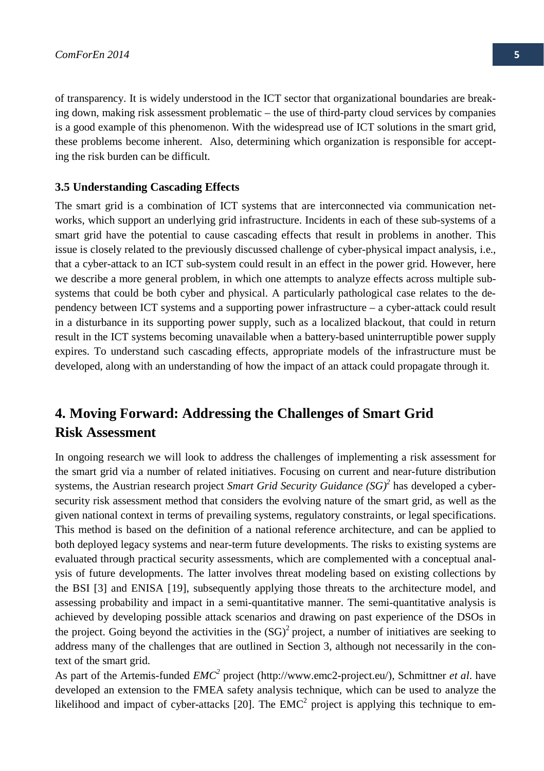of transparency. It is widely understood in the ICT sector that organizational boundaries are breaking down, making risk assessment problematic – the use of third-party cloud services by companies is a good example of this phenomenon. With the widespread use of ICT solutions in the smart grid, these problems become inherent. Also, determining which organization is responsible for accepting the risk burden can be difficult.

### 3.5 Understanding Cascading Effects

The smart grid is a combination of ICT systems that are interconnected via communication networks, which support an underlying grid infrastructure. Incidents in each of these sub-systems of a smart grid have the potential to cause cascading effects that result in problems in another. This issue is closely related to the previously discussed challenge of cyber-physical impact analysis, i.e., that a cyber-attack to an ICT sub-system could result in an effect in the power grid. However, here we describe a more general problem, in which one attempts to analyze effects across multiple sub-systems that could be both cyber and physical. A particularly pathological case relates to the dependency between ICT systems and a supporting power infrastructure – a cyber-attack could result in a disturbance in its supporting power supply, such as a localized blackout, that could in return result in the ICT systems becoming unavailable when a battery-based uninterruptible power supply expires. To understand such cascading effects, appropriate models of the infrastructure must be developed, along with an understanding of how the impact of an attack could propagate through it.

## 4. Moving Forward: Addressing the Challenges of Smart Grid Risk Assessment

In ongoing research we will look to address the challenges of implementing a risk assessment for the smart grid via a number of related initiatives. Focusing on current and near-future distribution systems, the Austrian research project *Smart Grid Security Guidance (SG)$^2$* has developed a cyber-security risk assessment method that considers the evolving nature of the smart grid, as well as the given national context in terms of prevailing systems, regulatory constraints, or legal specifications. This method is based on the definition of a national reference architecture, and can be applied to both deployed legacy systems and near-term future developments. The risks to existing systems are evaluated through practical security assessments, which are complemented with a conceptual analysis of future developments. The latter involves threat modeling based on existing collections by the BSI [3] and ENISA [19], subsequently applying those threats to the architecture model, and assessing probability and impact in a semi-quantitative manner. The semi-quantitative analysis is achieved by developing possible attack scenarios and drawing on past experience of the DSOs in the project. Going beyond the activities in the (SG)$^2$ project, a number of initiatives are seeking to address many of the challenges that are outlined in Section 3, although not necessarily in the context of the smart grid.

As part of the Artemis-funded *EMC$^2$* project (http://www.emc2-project.eu/), Schmittner *et al*. have developed an extension to the FMEA safety analysis technique, which can be used to analyze the likelihood and impact of cyber-attacks [20]. The EMC$^2$ project is applying this technique to em-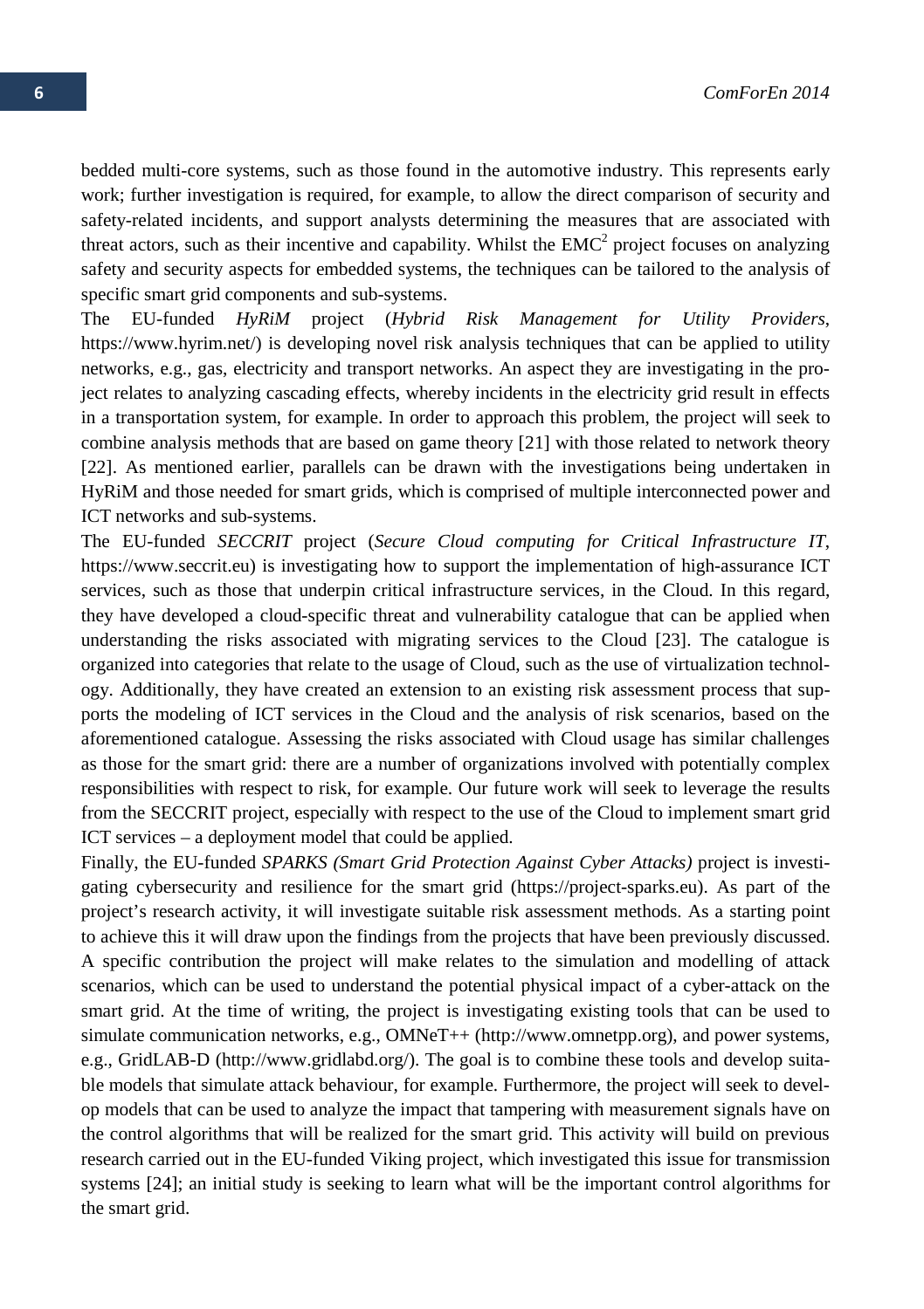bedded multi-core systems, such as those found in the automotive industry. This represents early work; further investigation is required, for example, to allow the direct comparison of security and safety-related incidents, and support analysts determining the measures that are associated with threat actors, such as their incentive and capability. Whilst the $EMC^2$ project focuses on analyzing safety and security aspects for embedded systems, the techniques can be tailored to the analysis of specific smart grid components and sub-systems.

The EU-funded *HyRiM* project (*Hybrid Risk Management for Utility Providers*, https://www.hyrim.net/) is developing novel risk analysis techniques that can be applied to utility networks, e.g., gas, electricity and transport networks. An aspect they are investigating in the project relates to analyzing cascading effects, whereby incidents in the electricity grid result in effects in a transportation system, for example. In order to approach this problem, the project will seek to combine analysis methods that are based on game theory [21] with those related to network theory [22]. As mentioned earlier, parallels can be drawn with the investigations being undertaken in HyRiM and those needed for smart grids, which is comprised of multiple interconnected power and ICT networks and sub-systems.

The EU-funded *SECCRIT* project (*Secure Cloud computing for Critical Infrastructure IT*, https://www.seccrit.eu) is investigating how to support the implementation of high-assurance ICT services, such as those that underpin critical infrastructure services, in the Cloud. In this regard, they have developed a cloud-specific threat and vulnerability catalogue that can be applied when understanding the risks associated with migrating services to the Cloud [23]. The catalogue is organized into categories that relate to the usage of Cloud, such as the use of virtualization technology. Additionally, they have created an extension to an existing risk assessment process that supports the modeling of ICT services in the Cloud and the analysis of risk scenarios, based on the aforementioned catalogue. Assessing the risks associated with Cloud usage has similar challenges as those for the smart grid: there are a number of organizations involved with potentially complex responsibilities with respect to risk, for example. Our future work will seek to leverage the results from the SECCRIT project, especially with respect to the use of the Cloud to implement smart grid ICT services – a deployment model that could be applied.

Finally, the EU-funded *SPARKS (Smart Grid Protection Against Cyber Attacks)* project is investigating cybersecurity and resilience for the smart grid (https://project-sparks.eu). As part of the project's research activity, it will investigate suitable risk assessment methods. As a starting point to achieve this it will draw upon the findings from the projects that have been previously discussed. A specific contribution the project will make relates to the simulation and modelling of attack scenarios, which can be used to understand the potential physical impact of a cyber-attack on the smart grid. At the time of writing, the project is investigating existing tools that can be used to simulate communication networks, e.g., OMNeT++ (http://www.omnetpp.org), and power systems, e.g., GridLAB-D (http://www.gridlabd.org/). The goal is to combine these tools and develop suitable models that simulate attack behaviour, for example. Furthermore, the project will seek to develop models that can be used to analyze the impact that tampering with measurement signals have on the control algorithms that will be realized for the smart grid. This activity will build on previous research carried out in the EU-funded Viking project, which investigated this issue for transmission systems [24]; an initial study is seeking to learn what will be the important control algorithms for the smart grid.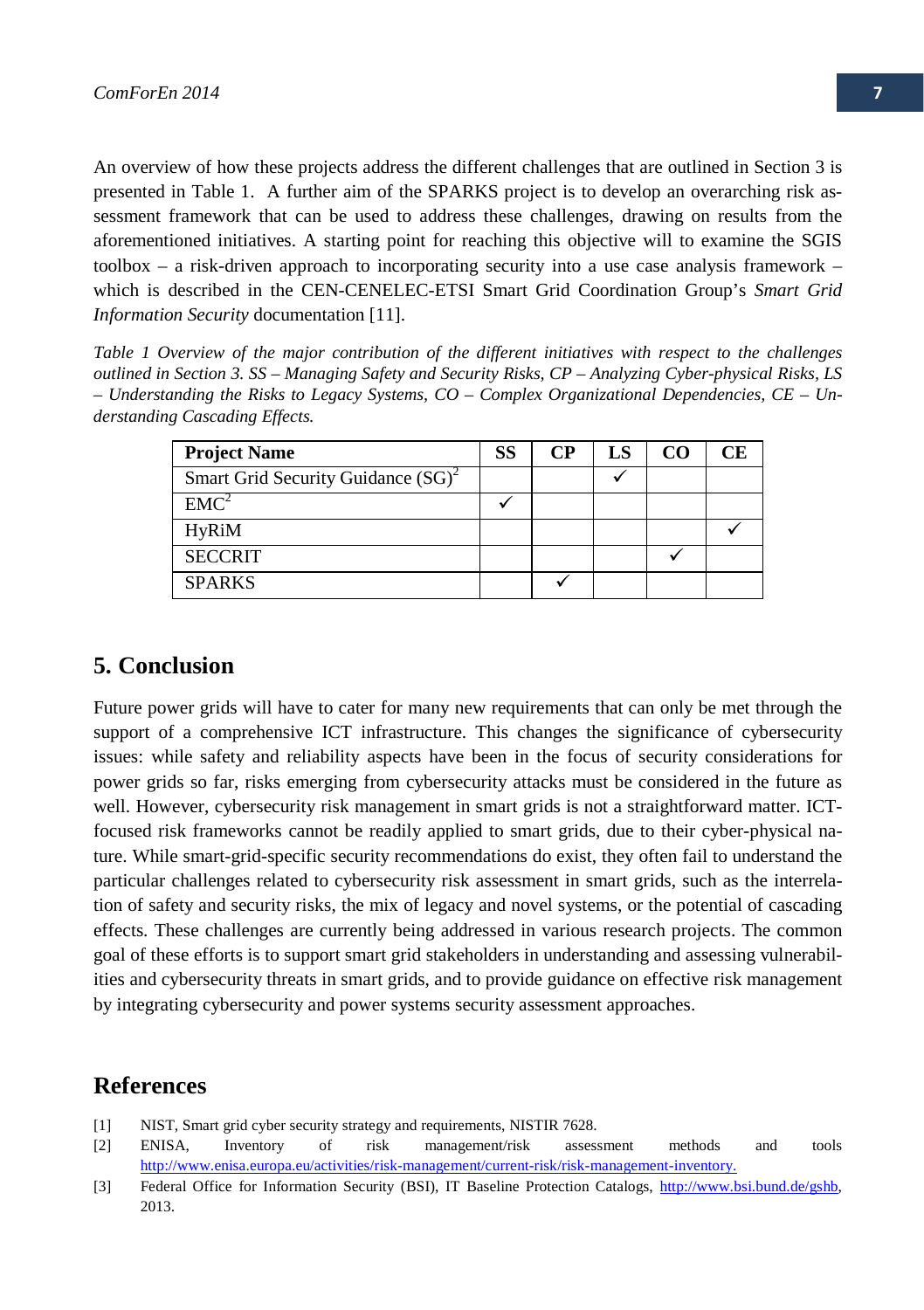An overview of how these projects address the different challenges that are outlined in Section 3 is presented in Table 1. A further aim of the SPARKS project is to develop an overarching risk assessment framework that can be used to address these challenges, drawing on results from the aforementioned initiatives. A starting point for reaching this objective will to examine the SGIS toolbox – a risk-driven approach to incorporating security into a use case analysis framework – which is described in the CEN-CENELEC-ETSI Smart Grid Coordination Group's *Smart Grid Information Security* documentation [11].

*Table 1 Overview of the major contribution of the different initiatives with respect to the challenges outlined in Section 3. SS – Managing Safety and Security Risks, CP – Analyzing Cyber-physical Risks, LS – Understanding the Risks to Legacy Systems, CO – Complex Organizational Dependencies, CE – Understanding Cascading Effects.*

| **Project Name** | **SS** | **CP** | **LS** | **CO** | **CE** |
|---|---|---|---|---|---|
| Smart Grid Security Guidance (SG)$^2$ | | | ✓ | | |
| EMC$^2$ | ✓ | | | | |
| HyRiM | | | | | ✓ |
| SECCRIT | | | | ✓ | |
| SPARKS | | ✓ | | | |

## 5. Conclusion

Future power grids will have to cater for many new requirements that can only be met through the support of a comprehensive ICT infrastructure. This changes the significance of cybersecurity issues: while safety and reliability aspects have been in the focus of security considerations for power grids so far, risks emerging from cybersecurity attacks must be considered in the future as well. However, cybersecurity risk management in smart grids is not a straightforward matter. ICT-focused risk frameworks cannot be readily applied to smart grids, due to their cyber-physical nature. While smart-grid-specific security recommendations do exist, they often fail to understand the particular challenges related to cybersecurity risk assessment in smart grids, such as the interrelation of safety and security risks, the mix of legacy and novel systems, or the potential of cascading effects. These challenges are currently being addressed in various research projects. The common goal of these efforts is to support smart grid stakeholders in understanding and assessing vulnerabilities and cybersecurity threats in smart grids, and to provide guidance on effective risk management by integrating cybersecurity and power systems security assessment approaches.

## References

[1] NIST, Smart grid cyber security strategy and requirements, NISTIR 7628.

[2] ENISA, Inventory of risk management/risk assessment methods and tools http://www.enisa.europa.eu/activities/risk-management/current-risk/risk-management-inventory.

[3] Federal Office for Information Security (BSI), IT Baseline Protection Catalogs, http://www.bsi.bund.de/gshb, 2013.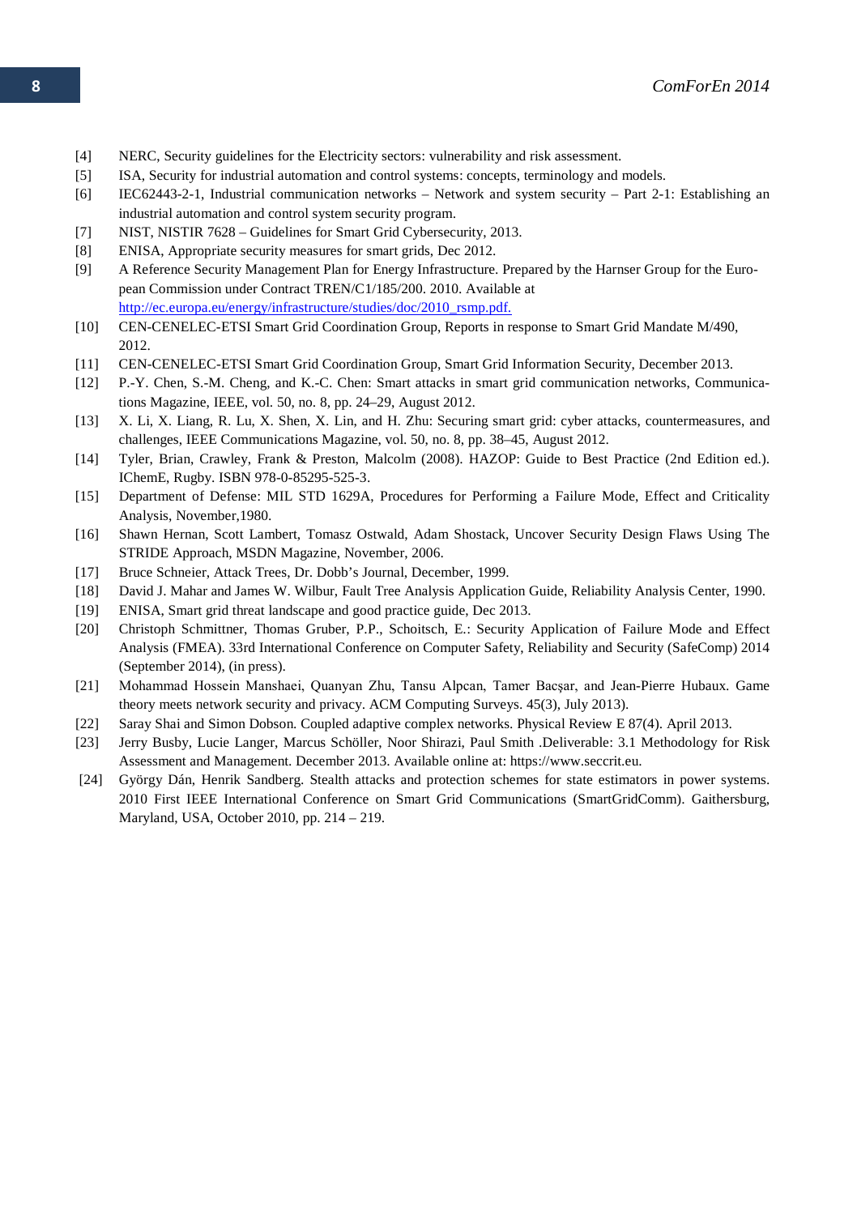[4] NERC, Security guidelines for the Electricity sectors: vulnerability and risk assessment.

[5] ISA, Security for industrial automation and control systems: concepts, terminology and models.

[6] IEC62443-2-1, Industrial communication networks – Network and system security – Part 2-1: Establishing an industrial automation and control system security program.

[7] NIST, NISTIR 7628 – Guidelines for Smart Grid Cybersecurity, 2013.

[8] ENISA, Appropriate security measures for smart grids, Dec 2012.

[9] A Reference Security Management Plan for Energy Infrastructure. Prepared by the Harnser Group for the European Commission under Contract TREN/C1/185/200. 2010. Available at http://ec.europa.eu/energy/infrastructure/studies/doc/2010_rsmp.pdf.

[10] CEN-CENELEC-ETSI Smart Grid Coordination Group, Reports in response to Smart Grid Mandate M/490, 2012.

[11] CEN-CENELEC-ETSI Smart Grid Coordination Group, Smart Grid Information Security, December 2013.

[12] P.-Y. Chen, S.-M. Cheng, and K.-C. Chen: Smart attacks in smart grid communication networks, Communications Magazine, IEEE, vol. 50, no. 8, pp. 24–29, August 2012.

[13] X. Li, X. Liang, R. Lu, X. Shen, X. Lin, and H. Zhu: Securing smart grid: cyber attacks, countermeasures, and challenges, IEEE Communications Magazine, vol. 50, no. 8, pp. 38–45, August 2012.

[14] Tyler, Brian, Crawley, Frank & Preston, Malcolm (2008). HAZOP: Guide to Best Practice (2nd Edition ed.). IChemE, Rugby. ISBN 978-0-85295-525-3.

[15] Department of Defense: MIL STD 1629A, Procedures for Performing a Failure Mode, Effect and Criticality Analysis, November,1980.

[16] Shawn Hernan, Scott Lambert, Tomasz Ostwald, Adam Shostack, Uncover Security Design Flaws Using The STRIDE Approach, MSDN Magazine, November, 2006.

[17] Bruce Schneier, Attack Trees, Dr. Dobb's Journal, December, 1999.

[18] David J. Mahar and James W. Wilbur, Fault Tree Analysis Application Guide, Reliability Analysis Center, 1990.

[19] ENISA, Smart grid threat landscape and good practice guide, Dec 2013.

[20] Christoph Schmittner, Thomas Gruber, P.P., Schoitsch, E.: Security Application of Failure Mode and Effect Analysis (FMEA). 33rd International Conference on Computer Safety, Reliability and Security (SafeComp) 2014 (September 2014), (in press).

[21] Mohammad Hossein Manshaei, Quanyan Zhu, Tansu Alpcan, Tamer Bacşar, and Jean-Pierre Hubaux. Game theory meets network security and privacy. ACM Computing Surveys. 45(3), July 2013).

[22] Saray Shai and Simon Dobson. Coupled adaptive complex networks. Physical Review E 87(4). April 2013.

[23] Jerry Busby, Lucie Langer, Marcus Schöller, Noor Shirazi, Paul Smith .Deliverable: 3.1 Methodology for Risk Assessment and Management. December 2013. Available online at: https://www.seccrit.eu.

[24] György Dán, Henrik Sandberg. Stealth attacks and protection schemes for state estimators in power systems. 2010 First IEEE International Conference on Smart Grid Communications (SmartGridComm). Gaithersburg, Maryland, USA, October 2010, pp. 214 – 219.